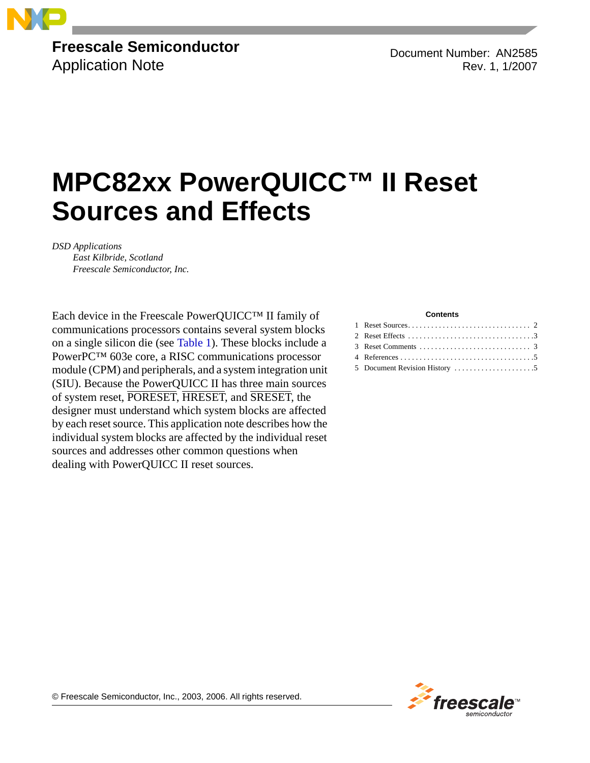Freescale Semiconductor
Application Note

Document Number: AN2585
Rev. 1, 1/2007

# MPC82xx PowerQUICC™ II Reset Sources and Effects

*DSD Applications*
*East Kilbride, Scotland*
*Freescale Semiconductor, Inc.*

Each device in the Freescale PowerQUICC™ II family of communications processors contains several system blocks on a single silicon die (see Table 1). These blocks include a PowerPC™ 603e core, a RISC communications processor module (CPM) and peripherals, and a system integration unit (SIU). Because the PowerQUICC II has three main sources of system reset, $\overline{\text{PORESET}}$, $\overline{\text{HRESET}}$, and $\overline{\text{SRESET}}$, the designer must understand which system blocks are affected by each reset source. This application note describes how the individual system blocks are affected by the individual reset sources and addresses other common questions when dealing with PowerQUICC II reset sources.

**Contents**

1 Reset Sources . . . 2
2 Reset Effects . . . 3
3 Reset Comments . . . 3
4 References . . . 5
5 Document Revision History . . . 5

© Freescale Semiconductor, Inc., 2003, 2006. All rights reserved.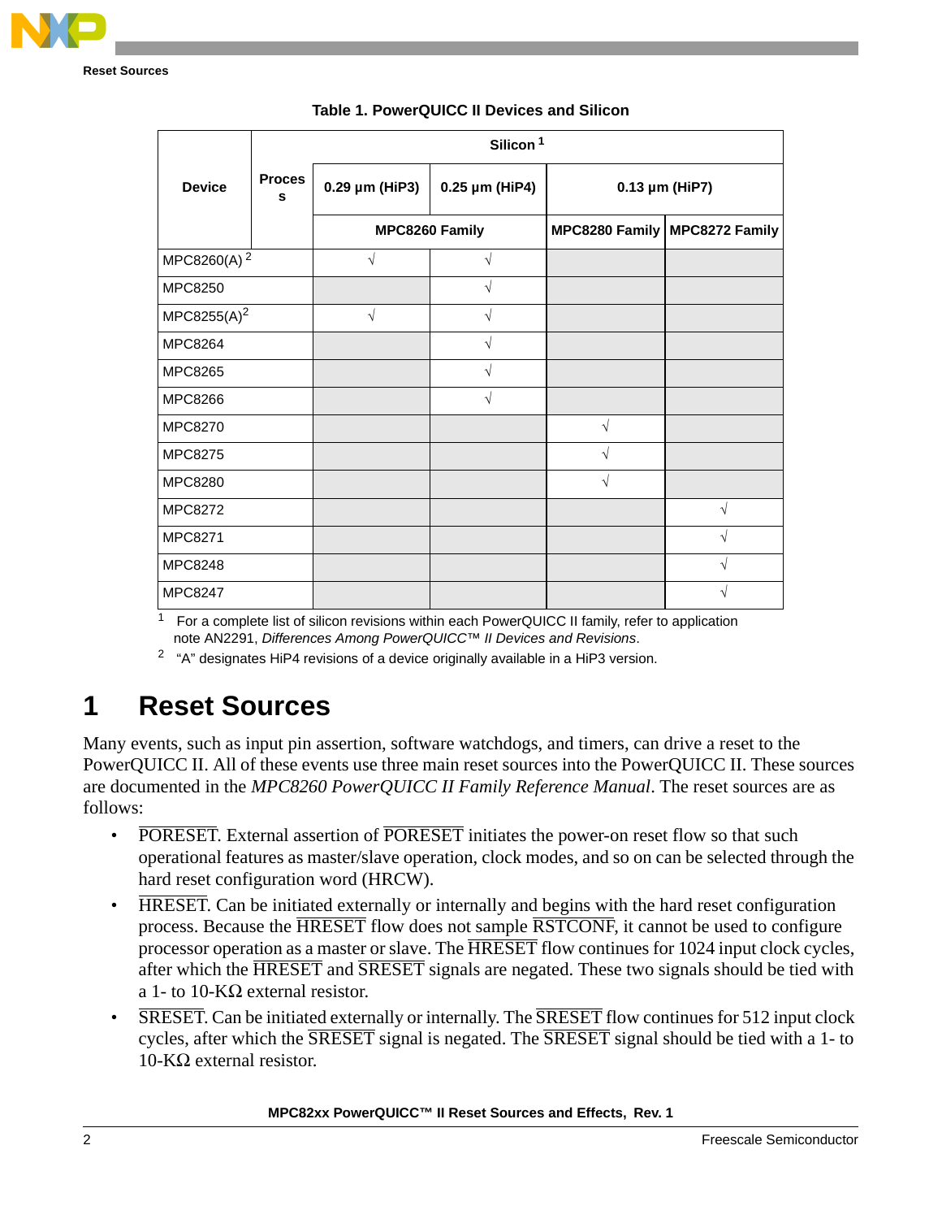**Table 1. PowerQUICC II Devices and Silicon**

| Device | Process | Silicon[1] | | | |
|---|---|---|---|---|---|
| | | 0.29 µm (HiP3) | 0.25 µm (HiP4) | 0.13 µm (HiP7) | |
| | | MPC8260 Family | | MPC8280 Family | MPC8272 Family |
| MPC8260(A)[2] | | √ | √ | | |
| MPC8250 | | | √ | | |
| MPC8255(A)[2] | | √ | √ | | |
| MPC8264 | | | √ | | |
| MPC8265 | | | √ | | |
| MPC8266 | | | √ | | |
| MPC8270 | | | | √ | |
| MPC8275 | | | | √ | |
| MPC8280 | | | | √ | |
| MPC8272 | | | | | √ |
| MPC8271 | | | | | √ |
| MPC8248 | | | | | √ |
| MPC8247 | | | | | √ |

[1] For a complete list of silicon revisions within each PowerQUICC II family, refer to application note AN2291, *Differences Among PowerQUICC™ II Devices and Revisions*.

[2] "A" designates HiP4 revisions of a device originally available in a HiP3 version.

# 1 Reset Sources

Many events, such as input pin assertion, software watchdogs, and timers, can drive a reset to the PowerQUICC II. All of these events use three main reset sources into the PowerQUICC II. These sources are documented in the *MPC8260 PowerQUICC II Family Reference Manual*. The reset sources are as follows:

- $\overline{\text{PORESET}}$. External assertion of $\overline{\text{PORESET}}$ initiates the power-on reset flow so that such operational features as master/slave operation, clock modes, and so on can be selected through the hard reset configuration word (HRCW).
- $\overline{\text{HRESET}}$. Can be initiated externally or internally and begins with the hard reset configuration process. Because the $\overline{\text{HRESET}}$ flow does not sample $\overline{\text{RSTCONF}}$, it cannot be used to configure processor operation as a master or slave. The $\overline{\text{HRESET}}$ flow continues for 1024 input clock cycles, after which the $\overline{\text{HRESET}}$ and $\overline{\text{SRESET}}$ signals are negated. These two signals should be tied with a 1- to 10-KΩ external resistor.
- $\overline{\text{SRESET}}$. Can be initiated externally or internally. The $\overline{\text{SRESET}}$ flow continues for 512 input clock cycles, after which the $\overline{\text{SRESET}}$ signal is negated. The $\overline{\text{SRESET}}$ signal should be tied with a 1- to 10-KΩ external resistor.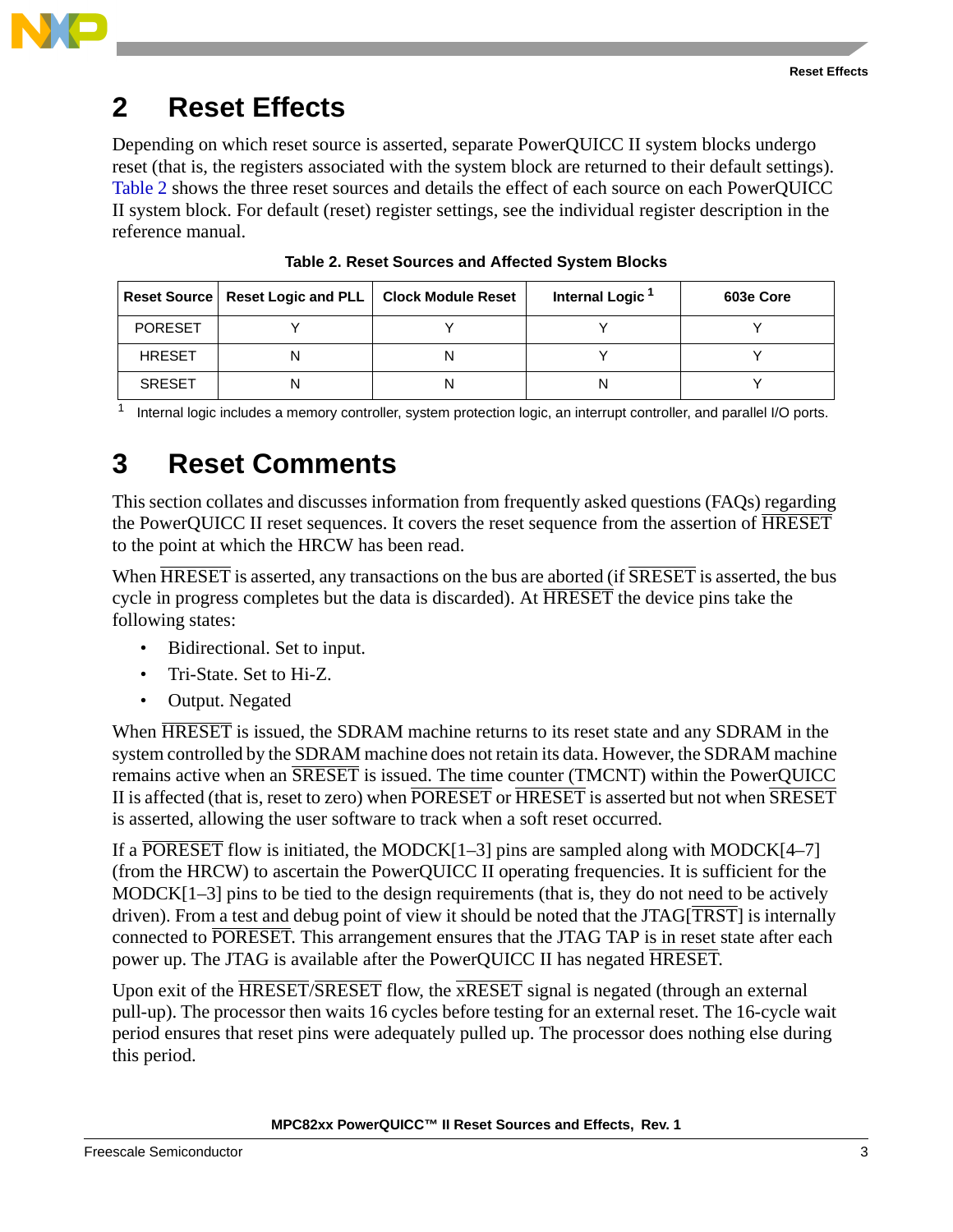## 2 Reset Effects

Depending on which reset source is asserted, separate PowerQUICC II system blocks undergo reset (that is, the registers associated with the system block are returned to their default settings). Table 2 shows the three reset sources and details the effect of each source on each PowerQUICC II system block. For default (reset) register settings, see the individual register description in the reference manual.

**Table 2. Reset Sources and Affected System Blocks**

| Reset Source | Reset Logic and PLL | Clock Module Reset | Internal Logic [1] | 603e Core |
|---|---|---|---|---|
| PORESET | Y | Y | Y | Y |
| HRESET | N | N | Y | Y |
| SRESET | N | N | N | Y |

[1] Internal logic includes a memory controller, system protection logic, an interrupt controller, and parallel I/O ports.

## 3 Reset Comments

This section collates and discusses information from frequently asked questions (FAQs) regarding the PowerQUICC II reset sequences. It covers the reset sequence from the assertion of $\overline{\text{HRESET}}$ to the point at which the HRCW has been read.

When $\overline{\text{HRESET}}$ is asserted, any transactions on the bus are aborted (if $\overline{\text{SRESET}}$ is asserted, the bus cycle in progress completes but the data is discarded). At $\overline{\text{HRESET}}$ the device pins take the following states:

- Bidirectional. Set to input.
- Tri-State. Set to Hi-Z.
- Output. Negated

When $\overline{\text{HRESET}}$ is issued, the SDRAM machine returns to its reset state and any SDRAM in the system controlled by the SDRAM machine does not retain its data. However, the SDRAM machine remains active when an $\overline{\text{SRESET}}$ is issued. The time counter (TMCNT) within the PowerQUICC II is affected (that is, reset to zero) when $\overline{\text{PORESET}}$ or $\overline{\text{HRESET}}$ is asserted but not when $\overline{\text{SRESET}}$ is asserted, allowing the user software to track when a soft reset occurred.

If a $\overline{\text{PORESET}}$ flow is initiated, the MODCK[1–3] pins are sampled along with MODCK[4–7] (from the HRCW) to ascertain the PowerQUICC II operating frequencies. It is sufficient for the MODCK[1–3] pins to be tied to the design requirements (that is, they do not need to be actively driven). From a test and debug point of view it should be noted that the JTAG[$\overline{\text{TRST}}$] is internally connected to $\overline{\text{PORESET}}$. This arrangement ensures that the JTAG TAP is in reset state after each power up. The JTAG is available after the PowerQUICC II has negated $\overline{\text{HRESET}}$.

Upon exit of the $\overline{\text{HRESET}}$/$\overline{\text{SRESET}}$ flow, the $\overline{\text{xRESET}}$ signal is negated (through an external pull-up). The processor then waits 16 cycles before testing for an external reset. The 16-cycle wait period ensures that reset pins were adequately pulled up. The processor does nothing else during this period.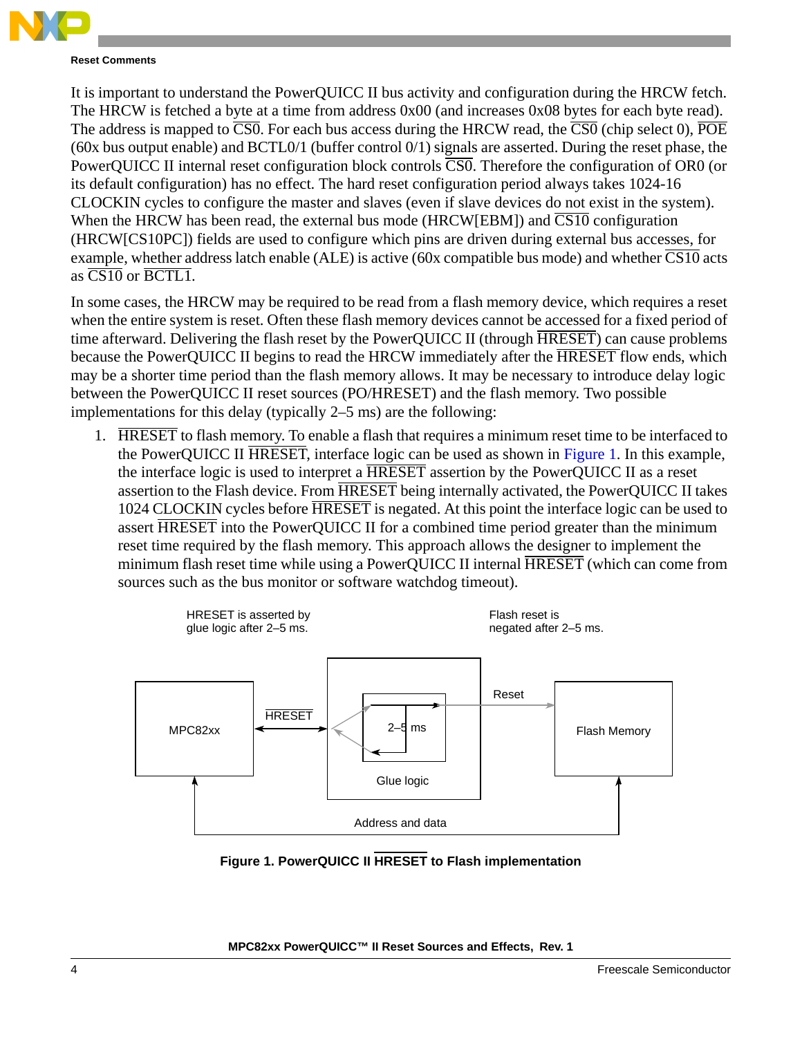It is important to understand the PowerQUICC II bus activity and configuration during the HRCW fetch. The HRCW is fetched a byte at a time from address 0x00 (and increases 0x08 bytes for each byte read). The address is mapped to $\overline{CS0}$. For each bus access during the HRCW read, the $\overline{CS0}$ (chip select 0), $\overline{POE}$ (60x bus output enable) and BCTL0/1 (buffer control 0/1) signals are asserted. During the reset phase, the PowerQUICC II internal reset configuration block controls $\overline{CS0}$. Therefore the configuration of OR0 (or its default configuration) has no effect. The hard reset configuration period always takes 1024-16 CLOCKIN cycles to configure the master and slaves (even if slave devices do not exist in the system). When the HRCW has been read, the external bus mode (HRCW[EBM]) and $\overline{CS10}$ configuration (HRCW[CS10PC]) fields are used to configure which pins are driven during external bus accesses, for example, whether address latch enable (ALE) is active (60x compatible bus mode) and whether $\overline{CS10}$ acts as $\overline{CS10}$ or $\overline{BCTL1}$.

In some cases, the HRCW may be required to be read from a flash memory device, which requires a reset when the entire system is reset. Often these flash memory devices cannot be accessed for a fixed period of time afterward. Delivering the flash reset by the PowerQUICC II (through $\overline{HRESET}$) can cause problems because the PowerQUICC II begins to read the HRCW immediately after the $\overline{HRESET}$ flow ends, which may be a shorter time period than the flash memory allows. It may be necessary to introduce delay logic between the PowerQUICC II reset sources (PO/HRESET) and the flash memory. Two possible implementations for this delay (typically 2–5 ms) are the following:

1. $\overline{HRESET}$ to flash memory. To enable a flash that requires a minimum reset time to be interfaced to the PowerQUICC II $\overline{HRESET}$, interface logic can be used as shown in Figure 1. In this example, the interface logic is used to interpret a $\overline{HRESET}$ assertion by the PowerQUICC II as a reset assertion to the Flash device. From $\overline{HRESET}$ being internally activated, the PowerQUICC II takes 1024 CLOCKIN cycles before $\overline{HRESET}$ is negated. At this point the interface logic can be used to assert $\overline{HRESET}$ into the PowerQUICC II for a combined time period greater than the minimum reset time required by the flash memory. This approach allows the designer to implement the minimum flash reset time while using a PowerQUICC II internal $\overline{HRESET}$ (which can come from sources such as the bus monitor or software watchdog timeout).

HRESET is asserted by glue logic after 2–5 ms.

Flash reset is negated after 2–5 ms.

MPC82xx — $\overline{HRESET}$ — Glue logic (2–5 ms) — Reset — Flash Memory

Address and data

**Figure 1. PowerQUICC II $\overline{HRESET}$ to Flash implementation**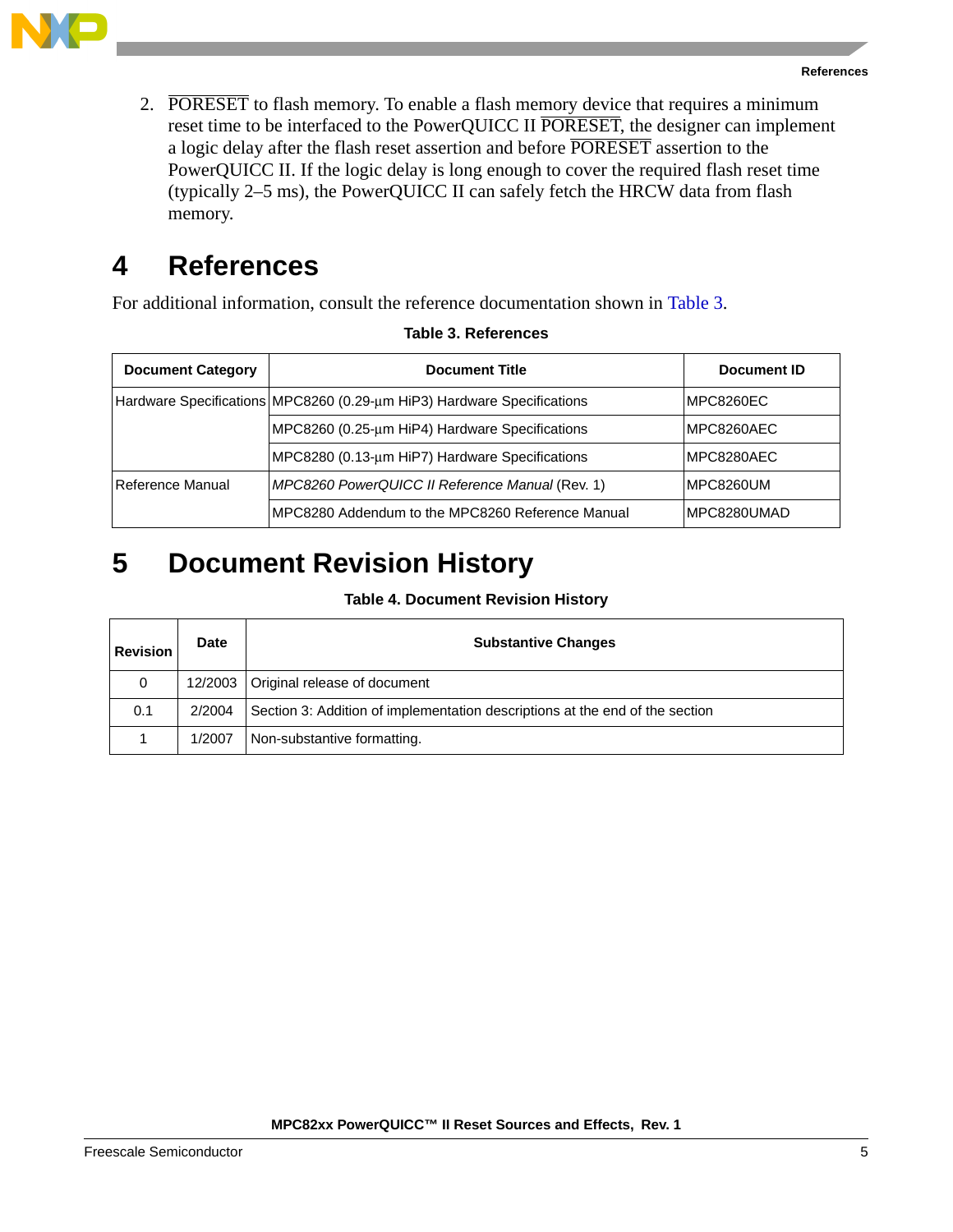2. $\overline{\text{PORESET}}$ to flash memory. To enable a flash memory device that requires a minimum reset time to be interfaced to the PowerQUICC II $\overline{\text{PORESET}}$, the designer can implement a logic delay after the flash reset assertion and before $\overline{\text{PORESET}}$ assertion to the PowerQUICC II. If the logic delay is long enough to cover the required flash reset time (typically 2–5 ms), the PowerQUICC II can safely fetch the HRCW data from flash memory.

# 4 References

For additional information, consult the reference documentation shown in Table 3.

**Table 3. References**

| Document Category | Document Title | Document ID |
|---|---|---|
| Hardware Specifications | MPC8260 (0.29-µm HiP3) Hardware Specifications | MPC8260EC |
| | MPC8260 (0.25-µm HiP4) Hardware Specifications | MPC8260AEC |
| | MPC8280 (0.13-µm HiP7) Hardware Specifications | MPC8280AEC |
| Reference Manual | *MPC8260 PowerQUICC II Reference Manual* (Rev. 1) | MPC8260UM |
| | MPC8280 Addendum to the MPC8260 Reference Manual | MPC8280UMAD |

# 5 Document Revision History

**Table 4. Document Revision History**

| Revision | Date | Substantive Changes |
|---|---|---|
| 0 | 12/2003 | Original release of document |
| 0.1 | 2/2004 | Section 3: Addition of implementation descriptions at the end of the section |
| 1 | 1/2007 | Non-substantive formatting. |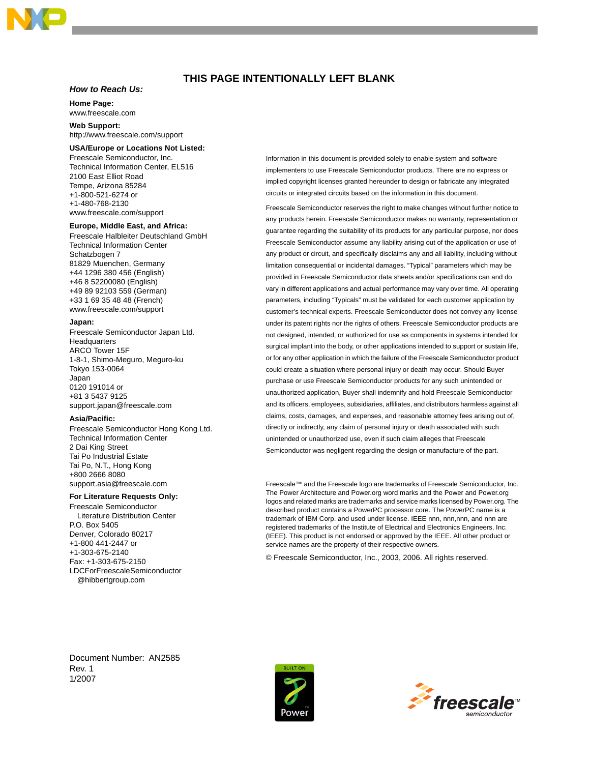**THIS PAGE INTENTIONALLY LEFT BLANK**

***How to Reach Us:***

**Home Page:**
www.freescale.com

**Web Support:**
http://www.freescale.com/support

**USA/Europe or Locations Not Listed:**
Freescale Semiconductor, Inc.
Technical Information Center, EL516
2100 East Elliot Road
Tempe, Arizona 85284
+1-800-521-6274 or
+1-480-768-2130
www.freescale.com/support

**Europe, Middle East, and Africa:**
Freescale Halbleiter Deutschland GmbH
Technical Information Center
Schatzbogen 7
81829 Muenchen, Germany
+44 1296 380 456 (English)
+46 8 52200080 (English)
+49 89 92103 559 (German)
+33 1 69 35 48 48 (French)
www.freescale.com/support

**Japan:**
Freescale Semiconductor Japan Ltd.
Headquarters
ARCO Tower 15F
1-8-1, Shimo-Meguro, Meguro-ku
Tokyo 153-0064
Japan
0120 191014 or
+81 3 5437 9125
support.japan@freescale.com

**Asia/Pacific:**
Freescale Semiconductor Hong Kong Ltd.
Technical Information Center
2 Dai King Street
Tai Po Industrial Estate
Tai Po, N.T., Hong Kong
+800 2666 8080
support.asia@freescale.com

**For Literature Requests Only:**
Freescale Semiconductor
Literature Distribution Center
P.O. Box 5405
Denver, Colorado 80217
+1-800 441-2447 or
+1-303-675-2140
Fax: +1-303-675-2150
LDCForFreescaleSemiconductor
@hibbertgroup.com

Information in this document is provided solely to enable system and software implementers to use Freescale Semiconductor products. There are no express or implied copyright licenses granted hereunder to design or fabricate any integrated circuits or integrated circuits based on the information in this document.

Freescale Semiconductor reserves the right to make changes without further notice to any products herein. Freescale Semiconductor makes no warranty, representation or guarantee regarding the suitability of its products for any particular purpose, nor does Freescale Semiconductor assume any liability arising out of the application or use of any product or circuit, and specifically disclaims any and all liability, including without limitation consequential or incidental damages. "Typical" parameters which may be provided in Freescale Semiconductor data sheets and/or specifications can and do vary in different applications and actual performance may vary over time. All operating parameters, including "Typicals" must be validated for each customer application by customer's technical experts. Freescale Semiconductor does not convey any license under its patent rights nor the rights of others. Freescale Semiconductor products are not designed, intended, or authorized for use as components in systems intended for surgical implant into the body, or other applications intended to support or sustain life, or for any other application in which the failure of the Freescale Semiconductor product could create a situation where personal injury or death may occur. Should Buyer purchase or use Freescale Semiconductor products for any such unintended or unauthorized application, Buyer shall indemnify and hold Freescale Semiconductor and its officers, employees, subsidiaries, affiliates, and distributors harmless against all claims, costs, damages, and expenses, and reasonable attorney fees arising out of, directly or indirectly, any claim of personal injury or death associated with such unintended or unauthorized use, even if such claim alleges that Freescale Semiconductor was negligent regarding the design or manufacture of the part.

Freescale™ and the Freescale logo are trademarks of Freescale Semiconductor, Inc. The Power Architecture and Power.org word marks and the Power and Power.org logos and related marks are trademarks and service marks licensed by Power.org. The described product contains a PowerPC processor core. The PowerPC name is a trademark of IBM Corp. and used under license. IEEE nnn, nnn,nnn, and nnn are registered trademarks of the Institute of Electrical and Electronics Engineers, Inc. (IEEE). This product is not endorsed or approved by the IEEE. All other product or service names are the property of their respective owners.

© Freescale Semiconductor, Inc., 2003, 2006. All rights reserved.

Document Number: AN2585
Rev. 1
1/2007